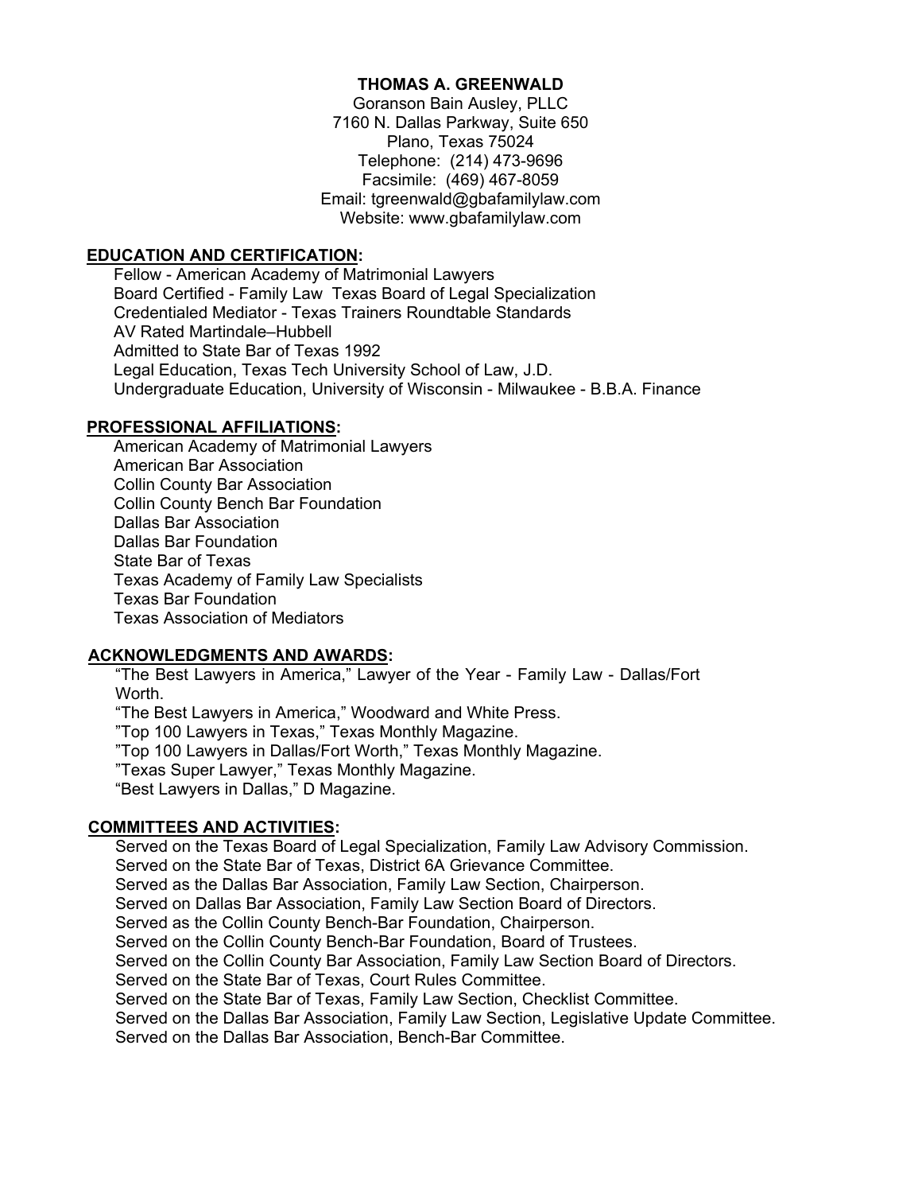# THOMAS A. GREENWALD

Goranson Bain Ausley, PLLC
7160 N. Dallas Parkway, Suite 650
Plano, Texas 75024
Telephone: (214) 473-9696
Facsimile: (469) 467-8059
Email: tgreenwald@gbafamilylaw.com
Website: www.gbafamilylaw.com

## EDUCATION AND CERTIFICATION:

Fellow - American Academy of Matrimonial Lawyers
Board Certified - Family Law Texas Board of Legal Specialization
Credentialed Mediator - Texas Trainers Roundtable Standards
AV Rated Martindale–Hubbell
Admitted to State Bar of Texas 1992
Legal Education, Texas Tech University School of Law, J.D.
Undergraduate Education, University of Wisconsin - Milwaukee - B.B.A. Finance

## PROFESSIONAL AFFILIATIONS:

American Academy of Matrimonial Lawyers
American Bar Association
Collin County Bar Association
Collin County Bench Bar Foundation
Dallas Bar Association
Dallas Bar Foundation
State Bar of Texas
Texas Academy of Family Law Specialists
Texas Bar Foundation
Texas Association of Mediators

## ACKNOWLEDGMENTS AND AWARDS:

"The Best Lawyers in America," Lawyer of the Year - Family Law - Dallas/Fort Worth.
"The Best Lawyers in America," Woodward and White Press.
"Top 100 Lawyers in Texas," Texas Monthly Magazine.
"Top 100 Lawyers in Dallas/Fort Worth," Texas Monthly Magazine.
"Texas Super Lawyer," Texas Monthly Magazine.
"Best Lawyers in Dallas," D Magazine.

## COMMITTEES AND ACTIVITIES:

Served on the Texas Board of Legal Specialization, Family Law Advisory Commission.
Served on the State Bar of Texas, District 6A Grievance Committee.
Served as the Dallas Bar Association, Family Law Section, Chairperson.
Served on Dallas Bar Association, Family Law Section Board of Directors.
Served as the Collin County Bench-Bar Foundation, Chairperson.
Served on the Collin County Bench-Bar Foundation, Board of Trustees.
Served on the Collin County Bar Association, Family Law Section Board of Directors.
Served on the State Bar of Texas, Court Rules Committee.
Served on the State Bar of Texas, Family Law Section, Checklist Committee.
Served on the Dallas Bar Association, Family Law Section, Legislative Update Committee.
Served on the Dallas Bar Association, Bench-Bar Committee.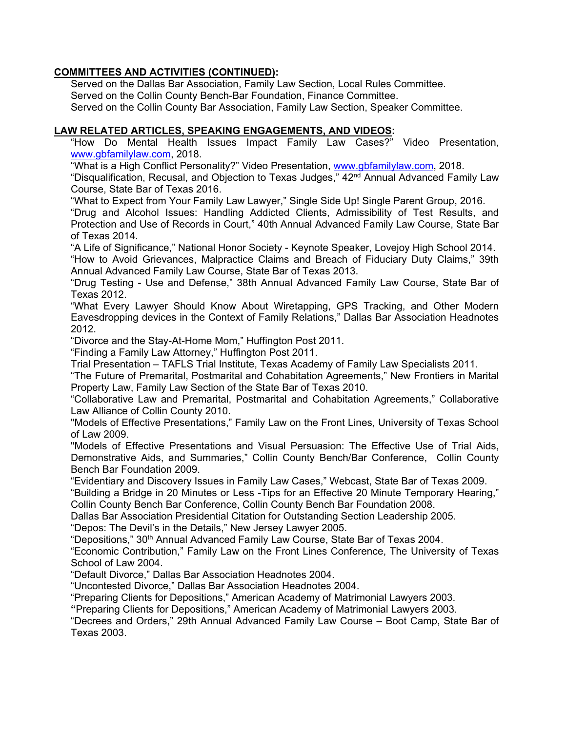**COMMITTEES AND ACTIVITIES (CONTINUED):**

Served on the Dallas Bar Association, Family Law Section, Local Rules Committee.
Served on the Collin County Bench-Bar Foundation, Finance Committee.
Served on the Collin County Bar Association, Family Law Section, Speaker Committee.

**LAW RELATED ARTICLES, SPEAKING ENGAGEMENTS, AND VIDEOS:**

"How Do Mental Health Issues Impact Family Law Cases?" Video Presentation, www.gbfamilylaw.com, 2018.
"What is a High Conflict Personality?" Video Presentation, www.gbfamilylaw.com, 2018.
"Disqualification, Recusal, and Objection to Texas Judges," 42nd Annual Advanced Family Law Course, State Bar of Texas 2016.
"What to Expect from Your Family Law Lawyer," Single Side Up! Single Parent Group, 2016.
"Drug and Alcohol Issues: Handling Addicted Clients, Admissibility of Test Results, and Protection and Use of Records in Court," 40th Annual Advanced Family Law Course, State Bar of Texas 2014.
"A Life of Significance," National Honor Society - Keynote Speaker, Lovejoy High School 2014.
"How to Avoid Grievances, Malpractice Claims and Breach of Fiduciary Duty Claims," 39th Annual Advanced Family Law Course, State Bar of Texas 2013.
"Drug Testing - Use and Defense," 38th Annual Advanced Family Law Course, State Bar of Texas 2012.
"What Every Lawyer Should Know About Wiretapping, GPS Tracking, and Other Modern Eavesdropping devices in the Context of Family Relations," Dallas Bar Association Headnotes 2012.
"Divorce and the Stay-At-Home Mom," Huffington Post 2011.
"Finding a Family Law Attorney," Huffington Post 2011.
Trial Presentation – TAFLS Trial Institute, Texas Academy of Family Law Specialists 2011.
"The Future of Premarital, Postmarital and Cohabitation Agreements," New Frontiers in Marital Property Law, Family Law Section of the State Bar of Texas 2010.
"Collaborative Law and Premarital, Postmarital and Cohabitation Agreements," Collaborative Law Alliance of Collin County 2010.
"Models of Effective Presentations," Family Law on the Front Lines, University of Texas School of Law 2009.
"Models of Effective Presentations and Visual Persuasion: The Effective Use of Trial Aids, Demonstrative Aids, and Summaries," Collin County Bench/Bar Conference, Collin County Bench Bar Foundation 2009.
"Evidentiary and Discovery Issues in Family Law Cases," Webcast, State Bar of Texas 2009.
"Building a Bridge in 20 Minutes or Less -Tips for an Effective 20 Minute Temporary Hearing," Collin County Bench Bar Conference, Collin County Bench Bar Foundation 2008.
Dallas Bar Association Presidential Citation for Outstanding Section Leadership 2005.
"Depos: The Devil's in the Details," New Jersey Lawyer 2005.
"Depositions," 30th Annual Advanced Family Law Course, State Bar of Texas 2004.
"Economic Contribution," Family Law on the Front Lines Conference, The University of Texas School of Law 2004.
"Default Divorce," Dallas Bar Association Headnotes 2004.
"Uncontested Divorce," Dallas Bar Association Headnotes 2004.
"Preparing Clients for Depositions," American Academy of Matrimonial Lawyers 2003.
"Preparing Clients for Depositions," American Academy of Matrimonial Lawyers 2003.
"Decrees and Orders," 29th Annual Advanced Family Law Course – Boot Camp, State Bar of Texas 2003.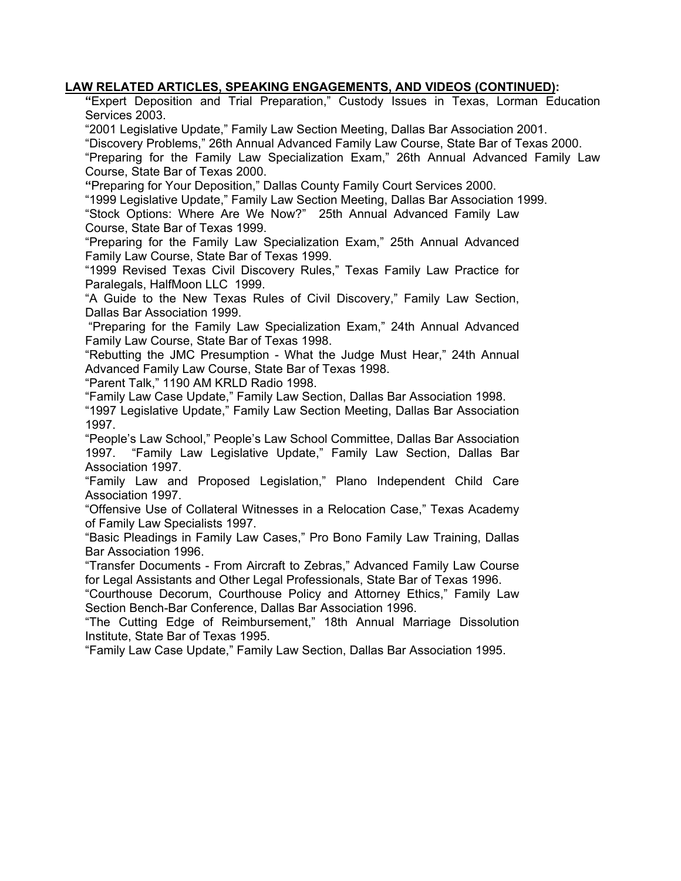**LAW RELATED ARTICLES, SPEAKING ENGAGEMENTS, AND VIDEOS (CONTINUED):**

"Expert Deposition and Trial Preparation," Custody Issues in Texas, Lorman Education Services 2003.

"2001 Legislative Update," Family Law Section Meeting, Dallas Bar Association 2001.

"Discovery Problems," 26th Annual Advanced Family Law Course, State Bar of Texas 2000.

"Preparing for the Family Law Specialization Exam," 26th Annual Advanced Family Law Course, State Bar of Texas 2000.

"Preparing for Your Deposition," Dallas County Family Court Services 2000.

"1999 Legislative Update," Family Law Section Meeting, Dallas Bar Association 1999.

"Stock Options: Where Are We Now?" 25th Annual Advanced Family Law Course, State Bar of Texas 1999.

"Preparing for the Family Law Specialization Exam," 25th Annual Advanced Family Law Course, State Bar of Texas 1999.

"1999 Revised Texas Civil Discovery Rules," Texas Family Law Practice for Paralegals, HalfMoon LLC 1999.

"A Guide to the New Texas Rules of Civil Discovery," Family Law Section, Dallas Bar Association 1999.

"Preparing for the Family Law Specialization Exam," 24th Annual Advanced Family Law Course, State Bar of Texas 1998.

"Rebutting the JMC Presumption - What the Judge Must Hear," 24th Annual Advanced Family Law Course, State Bar of Texas 1998.

"Parent Talk," 1190 AM KRLD Radio 1998.

"Family Law Case Update," Family Law Section, Dallas Bar Association 1998.

"1997 Legislative Update," Family Law Section Meeting, Dallas Bar Association 1997.

"People's Law School," People's Law School Committee, Dallas Bar Association 1997. "Family Law Legislative Update," Family Law Section, Dallas Bar Association 1997.

"Family Law and Proposed Legislation," Plano Independent Child Care Association 1997.

"Offensive Use of Collateral Witnesses in a Relocation Case," Texas Academy of Family Law Specialists 1997.

"Basic Pleadings in Family Law Cases," Pro Bono Family Law Training, Dallas Bar Association 1996.

"Transfer Documents - From Aircraft to Zebras," Advanced Family Law Course for Legal Assistants and Other Legal Professionals, State Bar of Texas 1996.

"Courthouse Decorum, Courthouse Policy and Attorney Ethics," Family Law Section Bench-Bar Conference, Dallas Bar Association 1996.

"The Cutting Edge of Reimbursement," 18th Annual Marriage Dissolution Institute, State Bar of Texas 1995.

"Family Law Case Update," Family Law Section, Dallas Bar Association 1995.